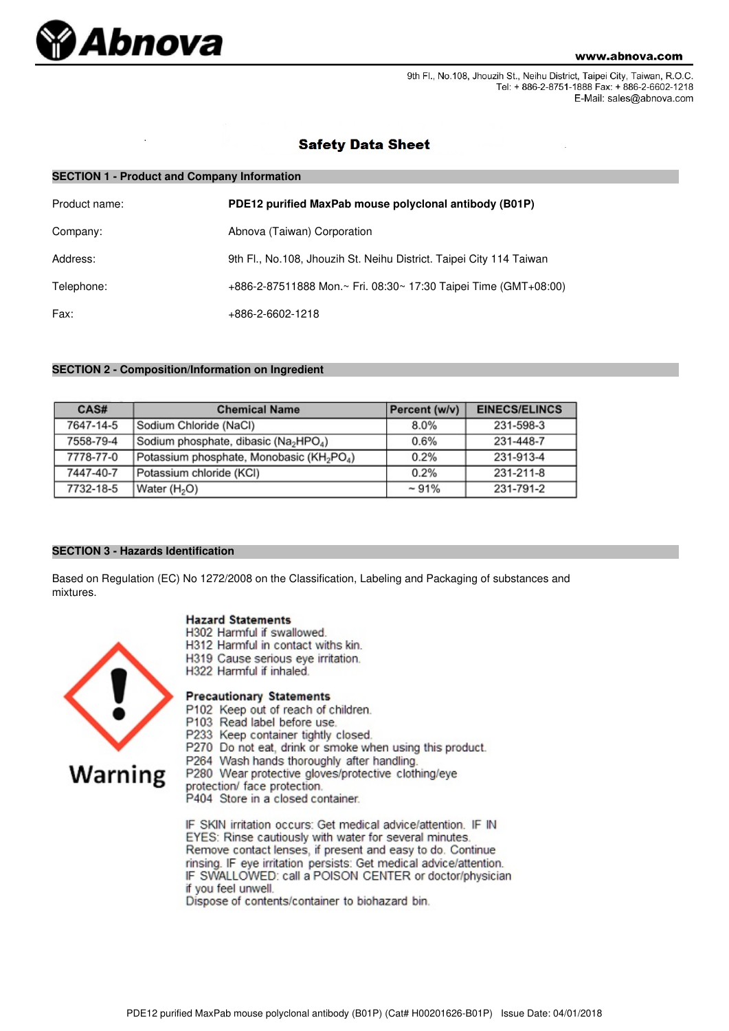# Abnova

www.abnova.com

9th Fl., No.108, Jhouzih St., Neihu District, Taipei City, Taiwan, R.O.C.
Tel: + 886-2-8751-1888 Fax: + 886-2-6602-1218
E-Mail: sales@abnova.com

## Safety Data Sheet

### SECTION 1 - Product and Company Information

| | |
|---|---|
| Product name: | **PDE12 purified MaxPab mouse polyclonal antibody (B01P)** |
| Company: | Abnova (Taiwan) Corporation |
| Address: | 9th Fl., No.108, Jhouzih St. Neihu District. Taipei City 114 Taiwan |
| Telephone: | +886-2-87511888 Mon.~ Fri. 08:30~ 17:30 Taipei Time (GMT+08:00) |
| Fax: | +886-2-6602-1218 |

### SECTION 2 - Composition/Information on Ingredient

| CAS# | Chemical Name | Percent (w/v) | EINECS/ELINCS |
|---|---|---|---|
| 7647-14-5 | Sodium Chloride (NaCl) | 8.0% | 231-598-3 |
| 7558-79-4 | Sodium phosphate, dibasic ($Na_2HPO_4$) | 0.6% | 231-448-7 |
| 7778-77-0 | Potassium phosphate, Monobasic ($KH_2PO_4$) | 0.2% | 231-913-4 |
| 7447-40-7 | Potassium chloride (KCl) | 0.2% | 231-211-8 |
| 7732-18-5 | Water ($H_2O$) | ~ 91% | 231-791-2 |

### SECTION 3 - Hazards Identification

Based on Regulation (EC) No 1272/2008 on the Classification, Labeling and Packaging of substances and mixtures.

Warning

**Hazard Statements**
H302 Harmful if swallowed.
H312 Harmful in contact withs kin.
H319 Cause serious eye irritation.
H322 Harmful if inhaled.

**Precautionary Statements**
P102 Keep out of reach of children.
P103 Read label before use.
P233 Keep container tightly closed.
P270 Do not eat, drink or smoke when using this product.
P264 Wash hands thoroughly after handling.
P280 Wear protective gloves/protective clothing/eye protection/ face protection.
P404 Store in a closed container.

IF SKIN irritation occurs: Get medical advice/attention. IF IN EYES: Rinse cautiously with water for several minutes. Remove contact lenses, if present and easy to do. Continue rinsing. IF eye irritation persists: Get medical advice/attention. IF SWALLOWED: call a POISON CENTER or doctor/physician if you feel unwell.
Dispose of contents/container to biohazard bin.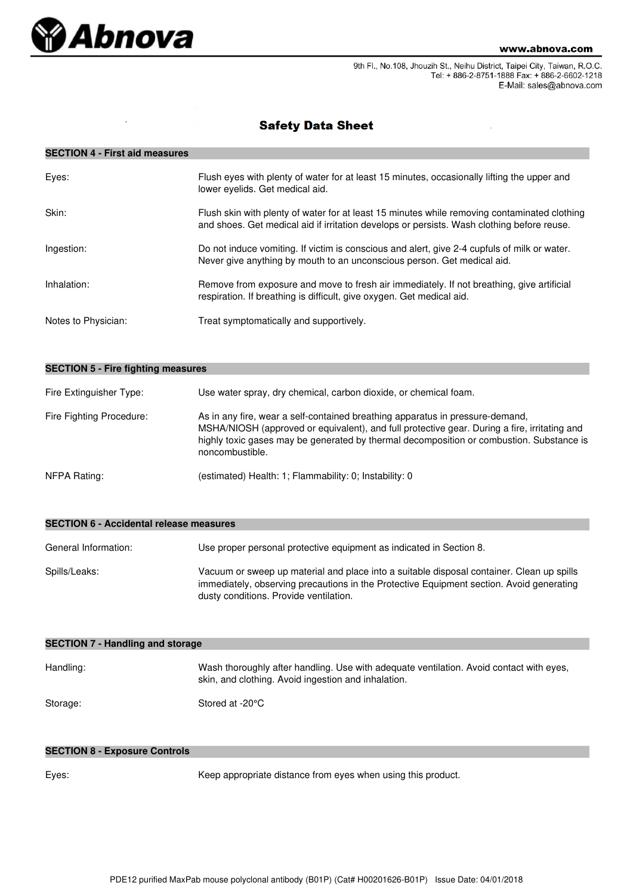# Safety Data Sheet

## SECTION 4 - First aid measures

| | |
|---|---|
| Eyes: | Flush eyes with plenty of water for at least 15 minutes, occasionally lifting the upper and lower eyelids. Get medical aid. |
| Skin: | Flush skin with plenty of water for at least 15 minutes while removing contaminated clothing and shoes. Get medical aid if irritation develops or persists. Wash clothing before reuse. |
| Ingestion: | Do not induce vomiting. If victim is conscious and alert, give 2-4 cupfuls of milk or water. Never give anything by mouth to an unconscious person. Get medical aid. |
| Inhalation: | Remove from exposure and move to fresh air immediately. If not breathing, give artificial respiration. If breathing is difficult, give oxygen. Get medical aid. |
| Notes to Physician: | Treat symptomatically and supportively. |

## SECTION 5 - Fire fighting measures

| | |
|---|---|
| Fire Extinguisher Type: | Use water spray, dry chemical, carbon dioxide, or chemical foam. |
| Fire Fighting Procedure: | As in any fire, wear a self-contained breathing apparatus in pressure-demand, MSHA/NIOSH (approved or equivalent), and full protective gear. During a fire, irritating and highly toxic gases may be generated by thermal decomposition or combustion. Substance is noncombustible. |
| NFPA Rating: | (estimated) Health: 1; Flammability: 0; Instability: 0 |

## SECTION 6 - Accidental release measures

| | |
|---|---|
| General Information: | Use proper personal protective equipment as indicated in Section 8. |
| Spills/Leaks: | Vacuum or sweep up material and place into a suitable disposal container. Clean up spills immediately, observing precautions in the Protective Equipment section. Avoid generating dusty conditions. Provide ventilation. |

## SECTION 7 - Handling and storage

| | |
|---|---|
| Handling: | Wash thoroughly after handling. Use with adequate ventilation. Avoid contact with eyes, skin, and clothing. Avoid ingestion and inhalation. |
| Storage: | Stored at -20°C |

## SECTION 8 - Exposure Controls

| | |
|---|---|
| Eyes: | Keep appropriate distance from eyes when using this product. |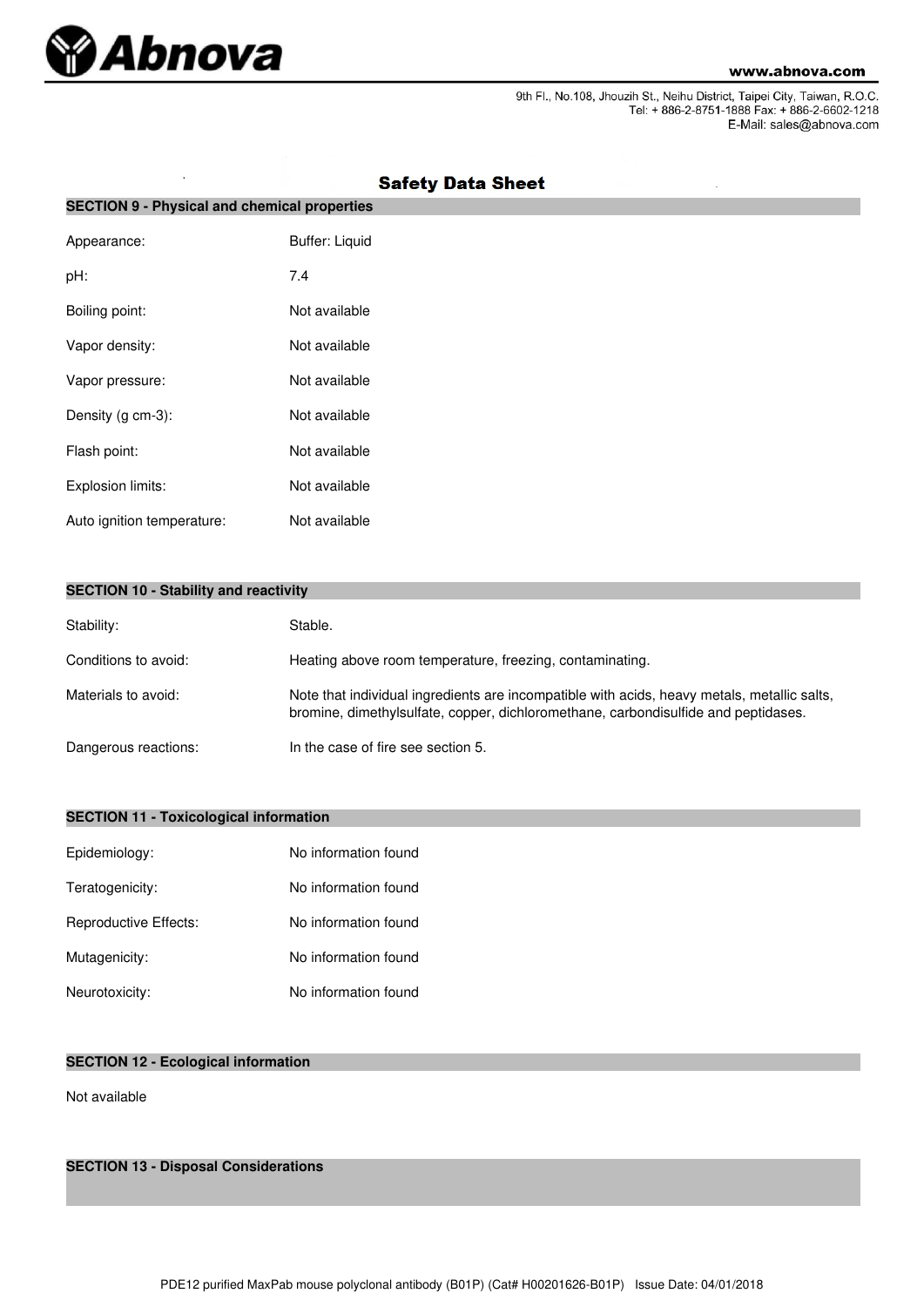# Safety Data Sheet

## SECTION 9 - Physical and chemical properties

| | |
|---|---|
| Appearance: | Buffer: Liquid |
| pH: | 7.4 |
| Boiling point: | Not available |
| Vapor density: | Not available |
| Vapor pressure: | Not available |
| Density (g cm-3): | Not available |
| Flash point: | Not available |
| Explosion limits: | Not available |
| Auto ignition temperature: | Not available |

## SECTION 10 - Stability and reactivity

| | |
|---|---|
| Stability: | Stable. |
| Conditions to avoid: | Heating above room temperature, freezing, contaminating. |
| Materials to avoid: | Note that individual ingredients are incompatible with acids, heavy metals, metallic salts, bromine, dimethylsulfate, copper, dichloromethane, carbondisulfide and peptidases. |
| Dangerous reactions: | In the case of fire see section 5. |

## SECTION 11 - Toxicological information

| | |
|---|---|
| Epidemiology: | No information found |
| Teratogenicity: | No information found |
| Reproductive Effects: | No information found |
| Mutagenicity: | No information found |
| Neurotoxicity: | No information found |

## SECTION 12 - Ecological information

Not available

## SECTION 13 - Disposal Considerations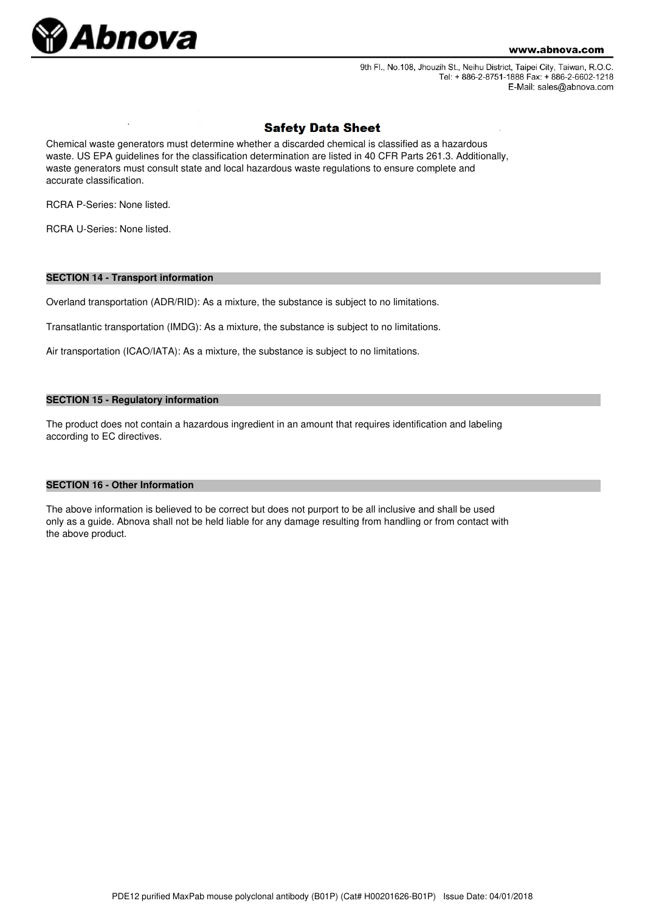Chemical waste generators must determine whether a discarded chemical is classified as a hazardous waste. US EPA guidelines for the classification determination are listed in 40 CFR Parts 261.3. Additionally, waste generators must consult state and local hazardous waste regulations to ensure complete and accurate classification.

RCRA P-Series: None listed.

RCRA U-Series: None listed.

## SECTION 14 - Transport information

Overland transportation (ADR/RID): As a mixture, the substance is subject to no limitations.

Transatlantic transportation (IMDG): As a mixture, the substance is subject to no limitations.

Air transportation (ICAO/IATA): As a mixture, the substance is subject to no limitations.

## SECTION 15 - Regulatory information

The product does not contain a hazardous ingredient in an amount that requires identification and labeling according to EC directives.

## SECTION 16 - Other Information

The above information is believed to be correct but does not purport to be all inclusive and shall be used only as a guide. Abnova shall not be held liable for any damage resulting from handling or from contact with the above product.